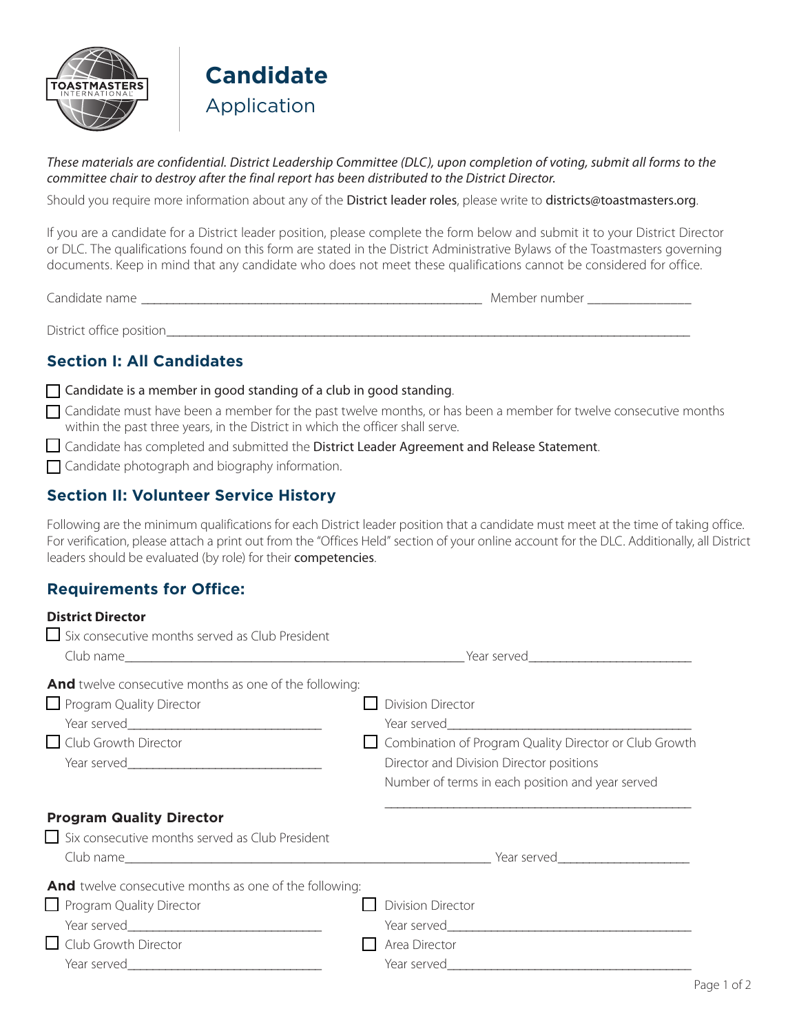# Candidate
## Application

*These materials are confidential. District Leadership Committee (DLC), upon completion of voting, submit all forms to the committee chair to destroy after the final report has been distributed to the District Director.*

Should you require more information about any of the District leader roles, please write to districts@toastmasters.org.

If you are a candidate for a District leader position, please complete the form below and submit it to your District Director or DLC. The qualifications found on this form are stated in the District Administrative Bylaws of the Toastmasters governing documents. Keep in mind that any candidate who does not meet these qualifications cannot be considered for office.

Candidate name ____________________________________________ Member number _______________

District office position_____________________________________________________________________

## Section I: All Candidates

- ☐ Candidate is a member in good standing of a club in good standing.
- ☐ Candidate must have been a member for the past twelve months, or has been a member for twelve consecutive months within the past three years, in the District in which the officer shall serve.
- ☐ Candidate has completed and submitted the District Leader Agreement and Release Statement.
- ☐ Candidate photograph and biography information.

## Section II: Volunteer Service History

Following are the minimum qualifications for each District leader position that a candidate must meet at the time of taking office. For verification, please attach a print out from the "Offices Held" section of your online account for the DLC. Additionally, all District leaders should be evaluated (by role) for their competencies.

## Requirements for Office:

**District Director**

☐ Six consecutive months served as Club President

Club name____________________________________________ Year served________________________

**And** twelve consecutive months as one of the following:

☐ Program Quality Director

Year served___________________________

☐ Club Growth Director

Year served___________________________

☐ Division Director

Year served___________________________

☐ Combination of Program Quality Director or Club Growth Director and Division Director positions

Number of terms in each position and year served

___________________________________________

**Program Quality Director**

☐ Six consecutive months served as Club President

Club name____________________________________________ Year served____________________

**And** twelve consecutive months as one of the following:

☐ Program Quality Director

Year served___________________________

☐ Club Growth Director

Year served___________________________

☐ Division Director

Year served___________________________

☐ Area Director

Year served___________________________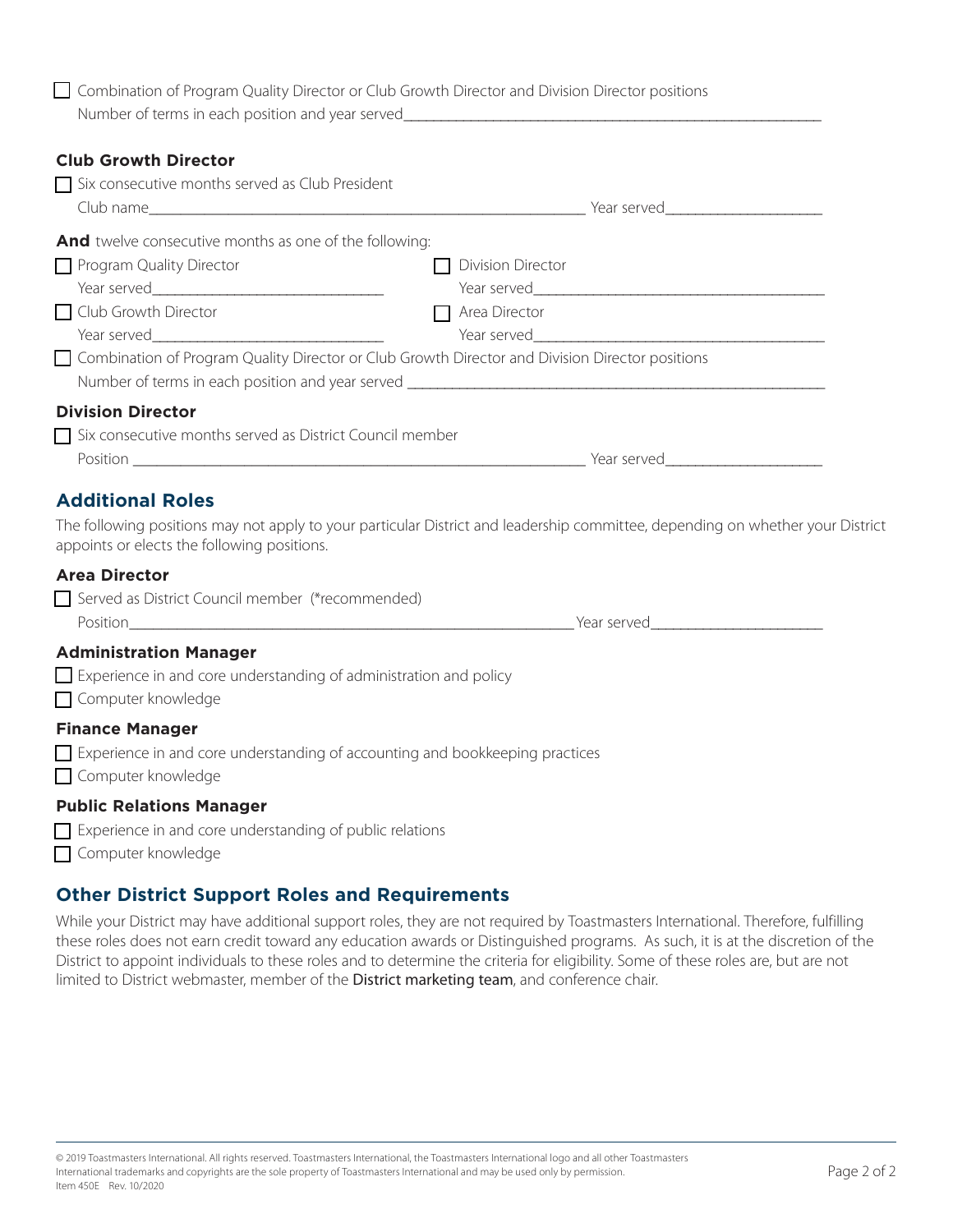- [ ] Combination of Program Quality Director or Club Growth Director and Division Director positions
  Number of terms in each position and year served______________________________

### Club Growth Director

- [ ] Six consecutive months served as Club President
  Club name______________________________ Year served______________________

**And** twelve consecutive months as one of the following:

- [ ] Program Quality Director
  Year served______________________
- [ ] Division Director
  Year served______________________
- [ ] Club Growth Director
  Year served______________________
- [ ] Area Director
  Year served______________________
- [ ] Combination of Program Quality Director or Club Growth Director and Division Director positions
  Number of terms in each position and year served ______________________________

### Division Director

- [ ] Six consecutive months served as District Council member
  Position ______________________________ Year served______________________

## Additional Roles

The following positions may not apply to your particular District and leadership committee, depending on whether your District appoints or elects the following positions.

### Area Director

- [ ] Served as District Council member (*recommended)
  Position______________________________ Year served______________________

### Administration Manager

- [ ] Experience in and core understanding of administration and policy
- [ ] Computer knowledge

### Finance Manager

- [ ] Experience in and core understanding of accounting and bookkeeping practices
- [ ] Computer knowledge

### Public Relations Manager

- [ ] Experience in and core understanding of public relations
- [ ] Computer knowledge

## Other District Support Roles and Requirements

While your District may have additional support roles, they are not required by Toastmasters International. Therefore, fulfilling these roles does not earn credit toward any education awards or Distinguished programs. As such, it is at the discretion of the District to appoint individuals to these roles and to determine the criteria for eligibility. Some of these roles are, but are not limited to District webmaster, member of the District marketing team, and conference chair.

© 2019 Toastmasters International. All rights reserved. Toastmasters International, the Toastmasters International logo and all other Toastmasters International trademarks and copyrights are the sole property of Toastmasters International and may be used only by permission.
Item 450E Rev. 10/2020